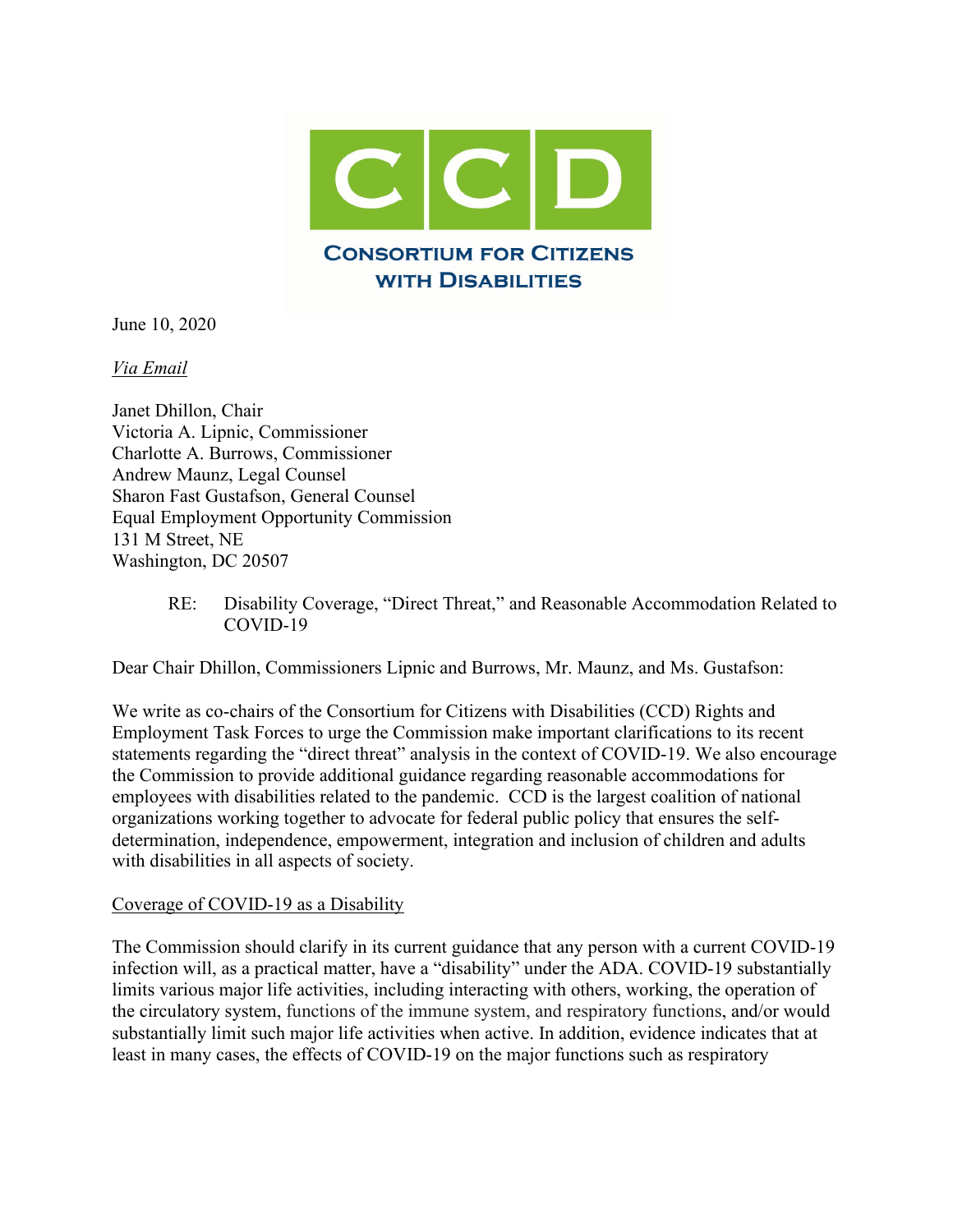**CONSORTIUM FOR CITIZENS WITH DISABILITIES**

June 10, 2020

*Via Email*

Janet Dhillon, Chair
Victoria A. Lipnic, Commissioner
Charlotte A. Burrows, Commissioner
Andrew Maunz, Legal Counsel
Sharon Fast Gustafson, General Counsel
Equal Employment Opportunity Commission
131 M Street, NE
Washington, DC 20507

RE: Disability Coverage, "Direct Threat," and Reasonable Accommodation Related to COVID-19

Dear Chair Dhillon, Commissioners Lipnic and Burrows, Mr. Maunz, and Ms. Gustafson:

We write as co-chairs of the Consortium for Citizens with Disabilities (CCD) Rights and Employment Task Forces to urge the Commission make important clarifications to its recent statements regarding the "direct threat" analysis in the context of COVID-19. We also encourage the Commission to provide additional guidance regarding reasonable accommodations for employees with disabilities related to the pandemic. CCD is the largest coalition of national organizations working together to advocate for federal public policy that ensures the self-determination, independence, empowerment, integration and inclusion of children and adults with disabilities in all aspects of society.

Coverage of COVID-19 as a Disability

The Commission should clarify in its current guidance that any person with a current COVID-19 infection will, as a practical matter, have a "disability" under the ADA. COVID-19 substantially limits various major life activities, including interacting with others, working, the operation of the circulatory system, functions of the immune system, and respiratory functions, and/or would substantially limit such major life activities when active. In addition, evidence indicates that at least in many cases, the effects of COVID-19 on the major functions such as respiratory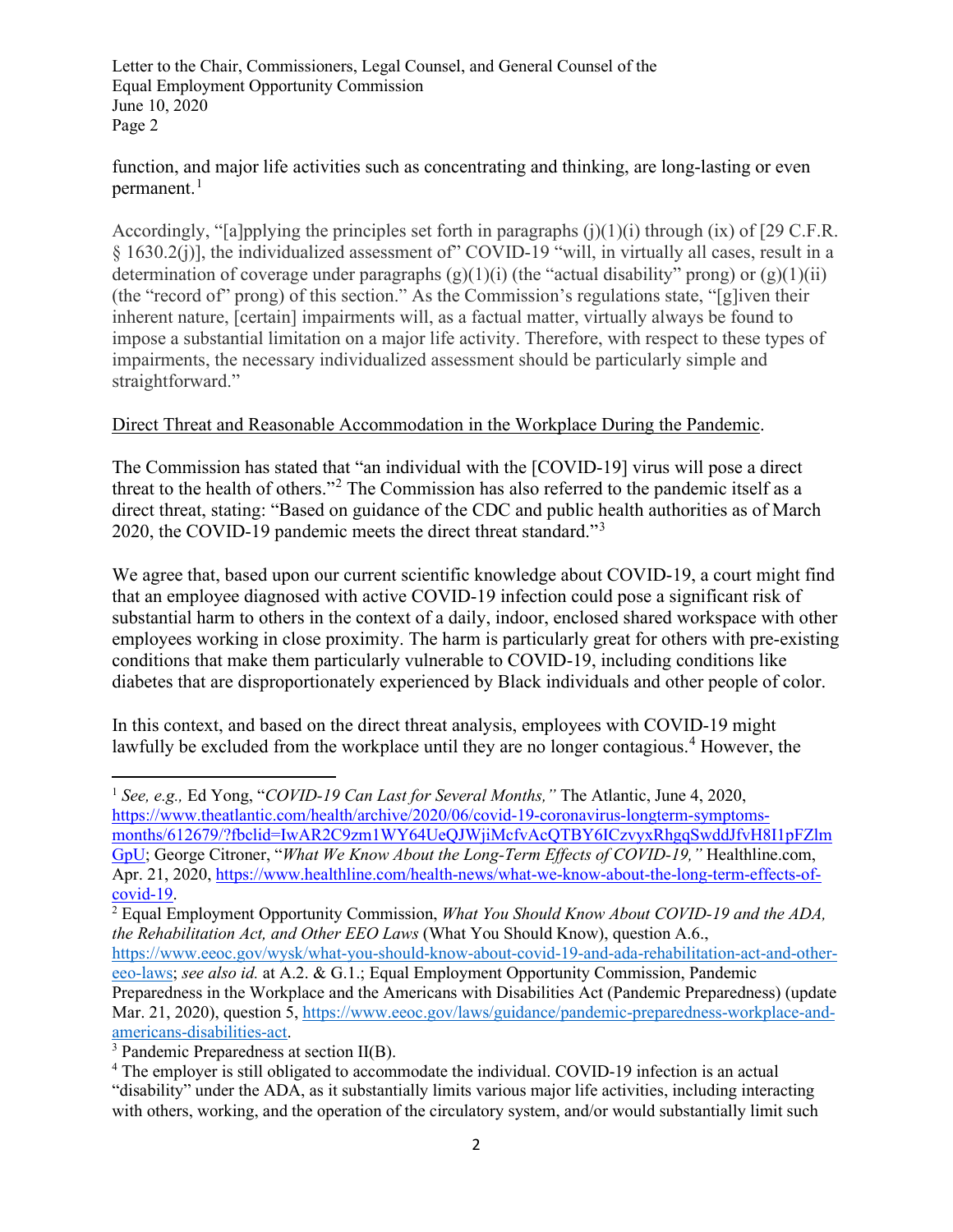function, and major life activities such as concentrating and thinking, are long-lasting or even permanent.[1]

Accordingly, "[a]pplying the principles set forth in paragraphs (j)(1)(i) through (ix) of [29 C.F.R. § 1630.2(j)], the individualized assessment of" COVID-19 "will, in virtually all cases, result in a determination of coverage under paragraphs (g)(1)(i) (the "actual disability" prong) or (g)(1)(ii) (the "record of" prong) of this section." As the Commission's regulations state, "[g]iven their inherent nature, [certain] impairments will, as a factual matter, virtually always be found to impose a substantial limitation on a major life activity. Therefore, with respect to these types of impairments, the necessary individualized assessment should be particularly simple and straightforward."

Direct Threat and Reasonable Accommodation in the Workplace During the Pandemic.

The Commission has stated that "an individual with the [COVID-19] virus will pose a direct threat to the health of others."[2] The Commission has also referred to the pandemic itself as a direct threat, stating: "Based on guidance of the CDC and public health authorities as of March 2020, the COVID-19 pandemic meets the direct threat standard."[3]

We agree that, based upon our current scientific knowledge about COVID-19, a court might find that an employee diagnosed with active COVID-19 infection could pose a significant risk of substantial harm to others in the context of a daily, indoor, enclosed shared workspace with other employees working in close proximity. The harm is particularly great for others with pre-existing conditions that make them particularly vulnerable to COVID-19, including conditions like diabetes that are disproportionately experienced by Black individuals and other people of color.

In this context, and based on the direct threat analysis, employees with COVID-19 might lawfully be excluded from the workplace until they are no longer contagious.[4] However, the

---

[1] *See, e.g.,* Ed Yong, "*COVID-19 Can Last for Several Months,*" The Atlantic, June 4, 2020, https://www.theatlantic.com/health/archive/2020/06/covid-19-coronavirus-longterm-symptoms-months/612679/?fbclid=IwAR2C9zm1WY64UeQJWjiMcfvAcQTBY6ICzvyxRhgqSwddJfvH8I1pFZlmGpU; George Citroner, "*What We Know About the Long-Term Effects of COVID-19,*" Healthline.com, Apr. 21, 2020, https://www.healthline.com/health-news/what-we-know-about-the-long-term-effects-of-covid-19.

[2] Equal Employment Opportunity Commission, *What You Should Know About COVID-19 and the ADA, the Rehabilitation Act, and Other EEO Laws* (What You Should Know), question A.6., https://www.eeoc.gov/wysk/what-you-should-know-about-covid-19-and-ada-rehabilitation-act-and-other-eeo-laws; *see also id.* at A.2. & G.1.; Equal Employment Opportunity Commission, Pandemic Preparedness in the Workplace and the Americans with Disabilities Act (Pandemic Preparedness) (update Mar. 21, 2020), question 5, https://www.eeoc.gov/laws/guidance/pandemic-preparedness-workplace-and-americans-disabilities-act.

[3] Pandemic Preparedness at section II(B).

[4] The employer is still obligated to accommodate the individual. COVID-19 infection is an actual "disability" under the ADA, as it substantially limits various major life activities, including interacting with others, working, and the operation of the circulatory system, and/or would substantially limit such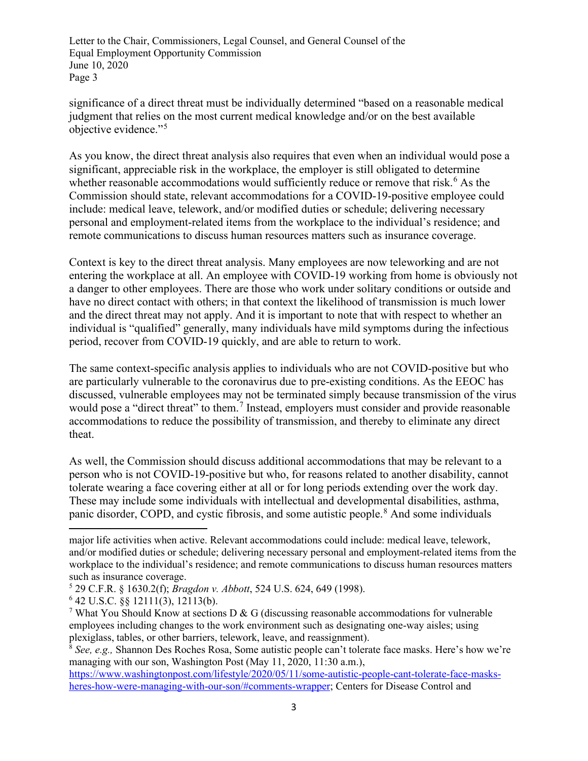significance of a direct threat must be individually determined "based on a reasonable medical judgment that relies on the most current medical knowledge and/or on the best available objective evidence."[5]

As you know, the direct threat analysis also requires that even when an individual would pose a significant, appreciable risk in the workplace, the employer is still obligated to determine whether reasonable accommodations would sufficiently reduce or remove that risk.[6] As the Commission should state, relevant accommodations for a COVID-19-positive employee could include: medical leave, telework, and/or modified duties or schedule; delivering necessary personal and employment-related items from the workplace to the individual's residence; and remote communications to discuss human resources matters such as insurance coverage.

Context is key to the direct threat analysis. Many employees are now teleworking and are not entering the workplace at all. An employee with COVID-19 working from home is obviously not a danger to other employees. There are those who work under solitary conditions or outside and have no direct contact with others; in that context the likelihood of transmission is much lower and the direct threat may not apply. And it is important to note that with respect to whether an individual is "qualified" generally, many individuals have mild symptoms during the infectious period, recover from COVID-19 quickly, and are able to return to work.

The same context-specific analysis applies to individuals who are not COVID-positive but who are particularly vulnerable to the coronavirus due to pre-existing conditions. As the EEOC has discussed, vulnerable employees may not be terminated simply because transmission of the virus would pose a "direct threat" to them.[7] Instead, employers must consider and provide reasonable accommodations to reduce the possibility of transmission, and thereby to eliminate any direct theat.

As well, the Commission should discuss additional accommodations that may be relevant to a person who is not COVID-19-positive but who, for reasons related to another disability, cannot tolerate wearing a face covering either at all or for long periods extending over the work day. These may include some individuals with intellectual and developmental disabilities, asthma, panic disorder, COPD, and cystic fibrosis, and some autistic people.[8] And some individuals

---

major life activities when active. Relevant accommodations could include: medical leave, telework, and/or modified duties or schedule; delivering necessary personal and employment-related items from the workplace to the individual's residence; and remote communications to discuss human resources matters such as insurance coverage.

[5] 29 C.F.R. § 1630.2(f); *Bragdon v. Abbott*, 524 U.S. 624, 649 (1998).

[6] 42 U.S.C. §§ 12111(3), 12113(b).

[7] What You Should Know at sections D & G (discussing reasonable accommodations for vulnerable employees including changes to the work environment such as designating one-way aisles; using plexiglass, tables, or other barriers, telework, leave, and reassignment).

[8] *See, e.g.,* Shannon Des Roches Rosa, Some autistic people can't tolerate face masks. Here's how we're managing with our son, Washington Post (May 11, 2020, 11:30 a.m.), https://www.washingtonpost.com/lifestyle/2020/05/11/some-autistic-people-cant-tolerate-face-masks-heres-how-were-managing-with-our-son/#comments-wrapper; Centers for Disease Control and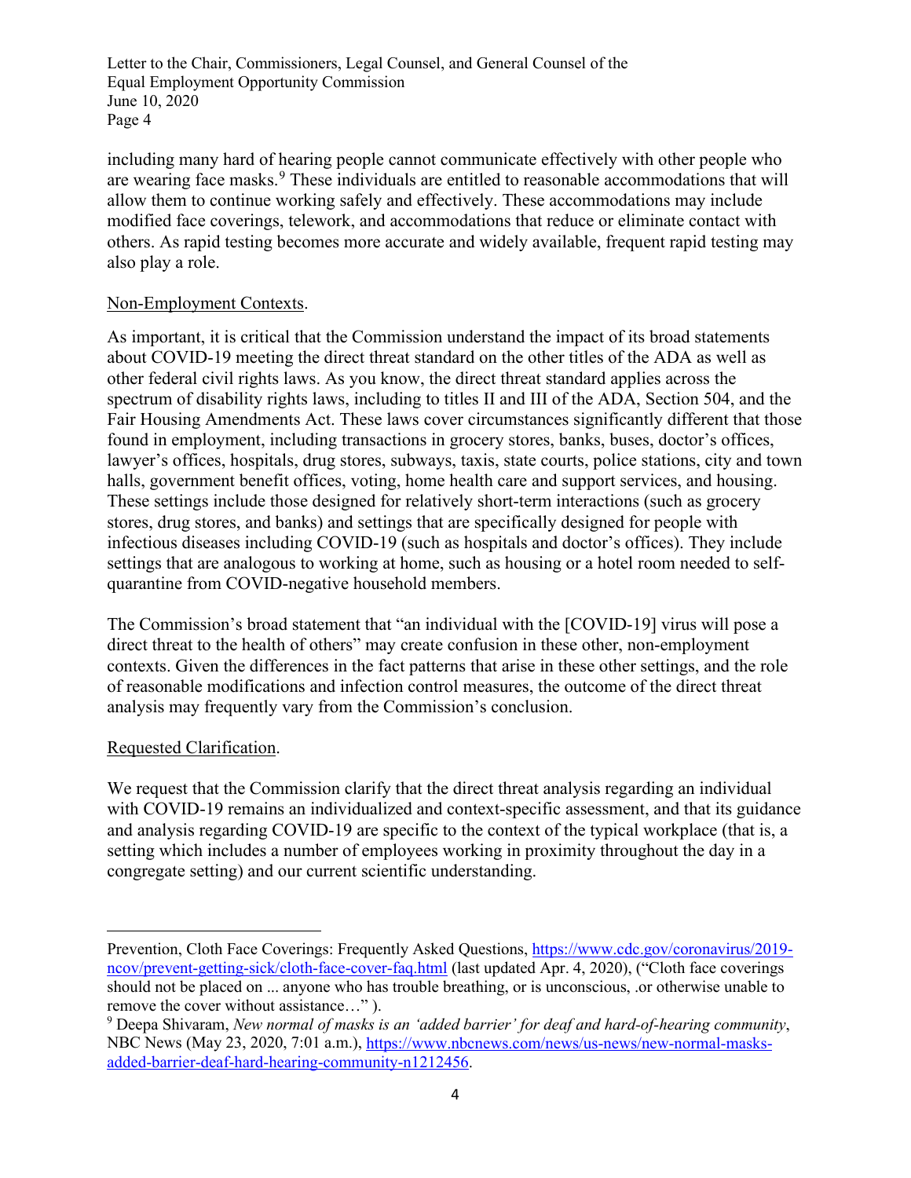including many hard of hearing people cannot communicate effectively with other people who are wearing face masks.[9] These individuals are entitled to reasonable accommodations that will allow them to continue working safely and effectively. These accommodations may include modified face coverings, telework, and accommodations that reduce or eliminate contact with others. As rapid testing becomes more accurate and widely available, frequent rapid testing may also play a role.

<u>Non-Employment Contexts</u>.

As important, it is critical that the Commission understand the impact of its broad statements about COVID-19 meeting the direct threat standard on the other titles of the ADA as well as other federal civil rights laws. As you know, the direct threat standard applies across the spectrum of disability rights laws, including to titles II and III of the ADA, Section 504, and the Fair Housing Amendments Act. These laws cover circumstances significantly different that those found in employment, including transactions in grocery stores, banks, buses, doctor's offices, lawyer's offices, hospitals, drug stores, subways, taxis, state courts, police stations, city and town halls, government benefit offices, voting, home health care and support services, and housing. These settings include those designed for relatively short-term interactions (such as grocery stores, drug stores, and banks) and settings that are specifically designed for people with infectious diseases including COVID-19 (such as hospitals and doctor's offices). They include settings that are analogous to working at home, such as housing or a hotel room needed to self-quarantine from COVID-negative household members.

The Commission's broad statement that "an individual with the [COVID-19] virus will pose a direct threat to the health of others" may create confusion in these other, non-employment contexts. Given the differences in the fact patterns that arise in these other settings, and the role of reasonable modifications and infection control measures, the outcome of the direct threat analysis may frequently vary from the Commission's conclusion.

<u>Requested Clarification</u>.

We request that the Commission clarify that the direct threat analysis regarding an individual with COVID-19 remains an individualized and context-specific assessment, and that its guidance and analysis regarding COVID-19 are specific to the context of the typical workplace (that is, a setting which includes a number of employees working in proximity throughout the day in a congregate setting) and our current scientific understanding.

---

Prevention, Cloth Face Coverings: Frequently Asked Questions, https://www.cdc.gov/coronavirus/2019-ncov/prevent-getting-sick/cloth-face-cover-faq.html (last updated Apr. 4, 2020), ("Cloth face coverings should not be placed on ... anyone who has trouble breathing, or is unconscious, .or otherwise unable to remove the cover without assistance…" ).

[9] Deepa Shivaram, *New normal of masks is an 'added barrier' for deaf and hard-of-hearing community*, NBC News (May 23, 2020, 7:01 a.m.), https://www.nbcnews.com/news/us-news/new-normal-masks-added-barrier-deaf-hard-hearing-community-n1212456.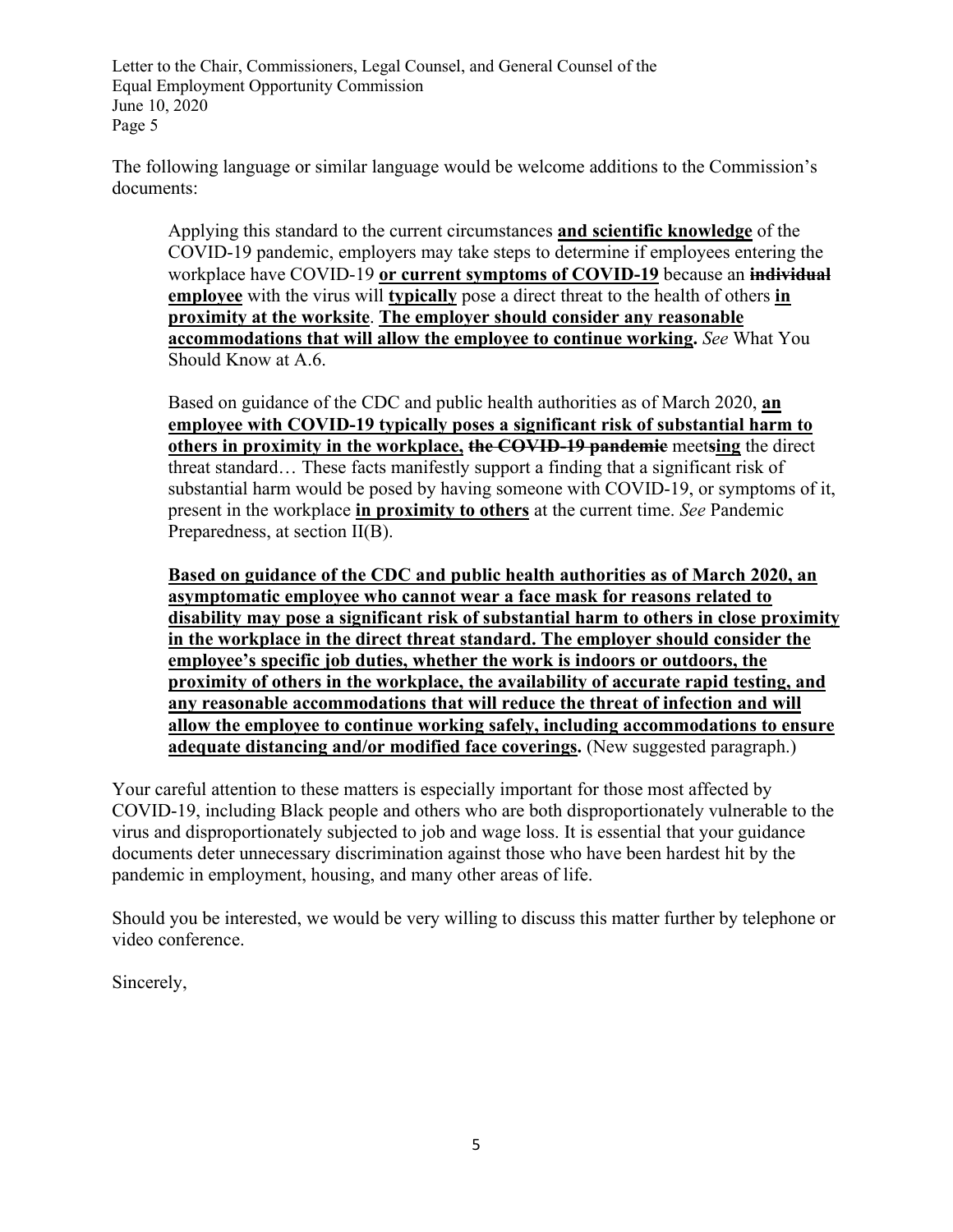The following language or similar language would be welcome additions to the Commission's documents:

> Applying this standard to the current circumstances **<u>and scientific knowledge</u>** of the COVID-19 pandemic, employers may take steps to determine if employees entering the workplace have COVID-19 **<u>or current symptoms of COVID-19</u>** because an ~~**individual**~~ **<u>employee</u>** with the virus will **<u>typically</u>** pose a direct threat to the health of others **<u>in proximity at the worksite</u>**. **<u>The employer should consider any reasonable accommodations that will allow the employee to continue working.</u>** *See* What You Should Know at A.6.
>
> Based on guidance of the CDC and public health authorities as of March 2020, **<u>an employee with COVID-19 typically poses a significant risk of substantial harm to others in proximity in the workplace,</u>** ~~**the COVID-19 pandemic**~~ meet~~**s**~~**<u>ing</u>** the direct threat standard… These facts manifestly support a finding that a significant risk of substantial harm would be posed by having someone with COVID-19, or symptoms of it, present in the workplace **<u>in proximity to others</u>** at the current time. *See* Pandemic Preparedness, at section II(B).
>
> **<u>Based on guidance of the CDC and public health authorities as of March 2020, an asymptomatic employee who cannot wear a face mask for reasons related to disability may pose a significant risk of substantial harm to others in close proximity in the workplace in the direct threat standard. The employer should consider the employee's specific job duties, whether the work is indoors or outdoors, the proximity of others in the workplace, the availability of accurate rapid testing, and any reasonable accommodations that will reduce the threat of infection and will allow the employee to continue working safely, including accommodations to ensure adequate distancing and/or modified face coverings.</u>** (New suggested paragraph.)

Your careful attention to these matters is especially important for those most affected by COVID-19, including Black people and others who are both disproportionately vulnerable to the virus and disproportionately subjected to job and wage loss. It is essential that your guidance documents deter unnecessary discrimination against those who have been hardest hit by the pandemic in employment, housing, and many other areas of life.

Should you be interested, we would be very willing to discuss this matter further by telephone or video conference.

Sincerely,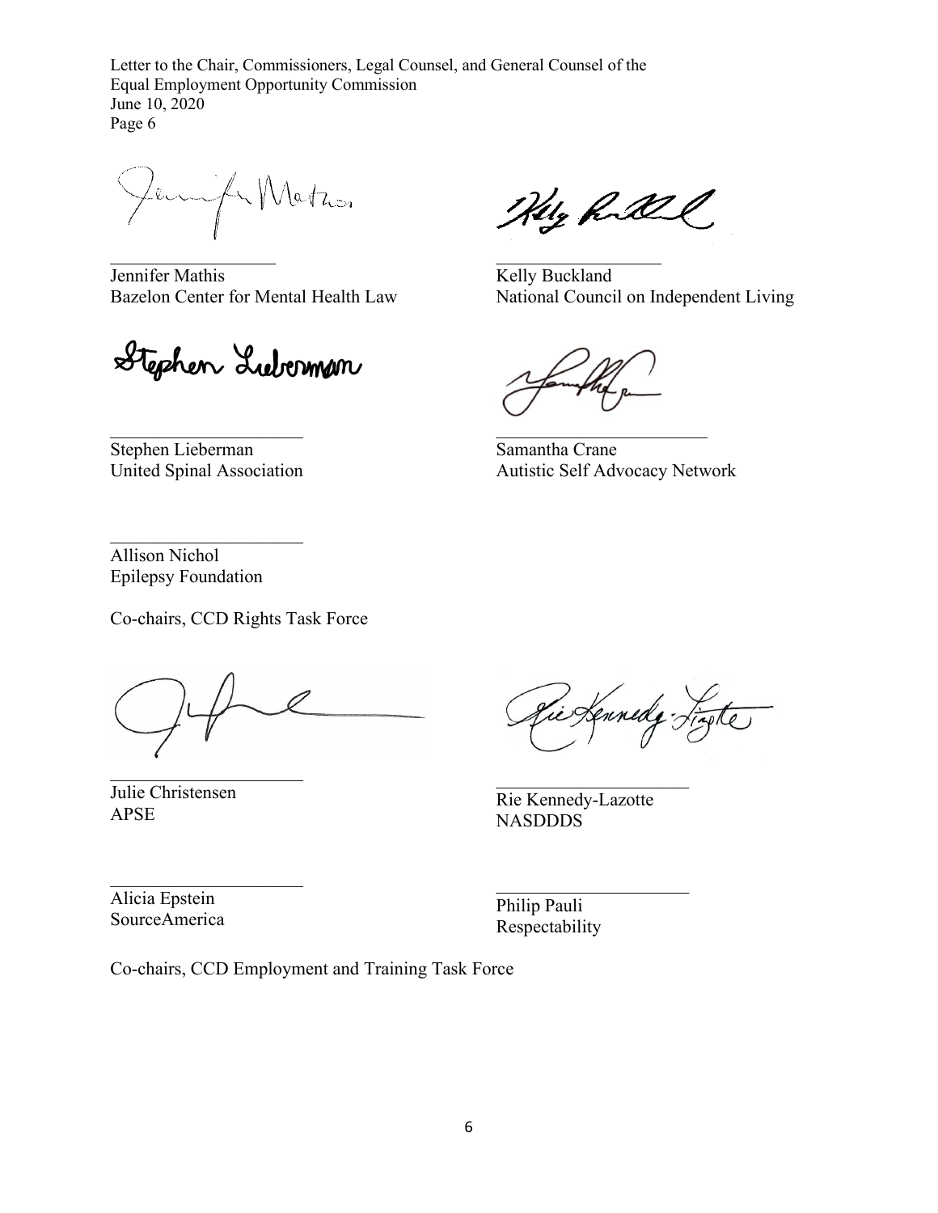Jennifer Mathis
Bazelon Center for Mental Health Law

Kelly Buckland
National Council on Independent Living

Stephen Lieberman
United Spinal Association

Samantha Crane
Autistic Self Advocacy Network

Allison Nichol
Epilepsy Foundation

Co-chairs, CCD Rights Task Force

Julie Christensen
APSE

Rie Kennedy-Lazotte
NASDDDS

Alicia Epstein
SourceAmerica

Philip Pauli
Respectability

Co-chairs, CCD Employment and Training Task Force